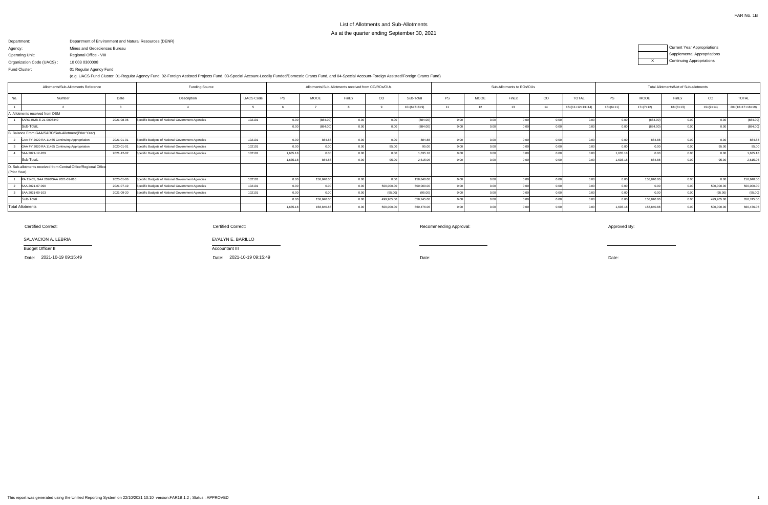FAR No. 1B

# List of Allotments and Sub-Allotments

As at the quarter ending September 30, 2021

Department: Department of Environment and Natural Resources (DENR)

Agency: Mines and Geosciences Bureau

Operating Unit: Regional Office - VIII

Organization Code (UACS) : 10 003 0300008

Fund Cluster: 01 Regular Agency Fund

(e.g. UACS Fund Cluster: 01-Regular Agency Fund, 02-Foreign Assisted Projects Fund, 03-Special Account-Locally Funded/Domestic Grants Fund, and 04-Special Account-Foreign Assisted/Foreign Grants Fund)

| | Current Year Appropriations |
|---|---|
| | Supplemental Appropriations |
| X | Continuing Appropriations |

| Allotments/Sub-Allotments Reference | | | Funding Source | | Allotments/Sub-Allotments received from CO/ROs/OUs | | | | | Sub-Allotments to ROs/OUs | | | | | Total Allotments/Net of Sub-allotments | | | | |
|---|---|---|---|---|---|---|---|---|---|---|---|---|---|---|---|---|---|---|---|
| No. | Number | Date | Description | UACS Code | PS | MOOE | FinEx | CO | Sub-Total | PS | MOOE | FinEx | CO | TOTAL | PS | MOOE | FinEx | CO | TOTAL |
| 1 | 2 | 3 | 4 | 5 | 6 | 7 | 8 | 9 | 10=(6+7+8+9) | 11 | 12 | 13 | 14 | 15=(11+12+13+14) | 16=(6+11) | 17=(7+12) | 18=(8+13) | 19=(9+14) | 20=(16+17+18+19) |
| A. Allotments received from DBM | | | | | | | | | | | | | | | | | | | |
| 1 | SARO-BMB-E-21-0006440 | 2021-08-06 | Specific Budgets of National Government Agencies | 102101 | 0.00 | (884.00) | 0.00 | 0.00 | (884.00) | 0.00 | 0.00 | 0.00 | 0.00 | 0.00 | 0.00 | (884.00) | 0.00 | 0.00 | (884.00) |
| | Sub-TotaL | | | | 0.00 | (884.00) | 0.00 | 0.00 | (884.00) | 0.00 | 0.00 | 0.00 | 0.00 | 0.00 | 0.00 | (884.00) | 0.00 | 0.00 | (884.00) |
| B. Balance From GAA/SARO/Sub-Allotment(Prior Year) | | | | | | | | | | | | | | | | | | | |
| 2 | GAA FY 2020 RA 11465 Continuing Appropriation | 2021-01-01 | Specific Budgets of National Government Agencies | 102101 | 0.00 | 884.88 | 0.00 | 0.00 | 884.88 | 0.00 | 0.00 | 0.00 | 0.00 | 0.00 | 0.00 | 884.88 | 0.00 | 0.00 | 884.88 |
| 3 | GAA FY 2020 RA 11465 Continuing Appropriation | 2020-01-01 | Specific Budgets of National Government Agencies | 102101 | 0.00 | 0.00 | 0.00 | 95.00 | 95.00 | 0.00 | 0.00 | 0.00 | 0.00 | 0.00 | 0.00 | 0.00 | 0.00 | 95.00 | 95.00 |
| 4 | SAA 2021-12-209 | 2021-12-02 | Specific Budgets of National Government Agencies | 102101 | 1,635.18 | 0.00 | 0.00 | 0.00 | 1,635.18 | 0.00 | 0.00 | 0.00 | 0.00 | 0.00 | 1,635.18 | 0.00 | 0.00 | 0.00 | 1,635.18 |
| | Sub-TotaL | | | | 1,635.18 | 884.88 | 0.00 | 95.00 | 2,615.06 | 0.00 | 0.00 | 0.00 | 0.00 | 0.00 | 1,635.18 | 884.88 | 0.00 | 95.00 | 2,615.06 |
| D. Sub-allotments received from Central Office/Regional Office (Prior Year) | | | | | | | | | | | | | | | | | | | |
| 1 | RA 11465, GAA 2020/SAA 2021-01-016 | 2020-01-06 | Specific Budgets of National Government Agencies | 102101 | 0.00 | 158,840.00 | 0.00 | 0.00 | 158,840.00 | 0.00 | 0.00 | 0.00 | 0.00 | 0.00 | 0.00 | 158,840.00 | 0.00 | 0.00 | 158,840.00 |
| 2 | SAA 2021-07-090 | 2021-07-19 | Specific Budgets of National Government Agencies | 102101 | 0.00 | 0.00 | 0.00 | 500,000.00 | 500,000.00 | 0.00 | 0.00 | 0.00 | 0.00 | 0.00 | 0.00 | 0.00 | 0.00 | 500,000.00 | 500,000.00 |
| 3 | SAA 2021-09-103 | 2021-09-20 | Specific Budgets of National Government Agencies | 102101 | 0.00 | 0.00 | 0.00 | (95.00) | (95.00) | 0.00 | 0.00 | 0.00 | 0.00 | 0.00 | 0.00 | 0.00 | 0.00 | (95.00) | (95.00) |
| | Sub-Total | | | | 0.00 | 158,840.00 | 0.00 | 499,905.00 | 658,745.00 | 0.00 | 0.00 | 0.00 | 0.00 | 0.00 | 0.00 | 158,840.00 | 0.00 | 499,905.00 | 658,745.00 |
| Total Allotments | | | | | 1,635.18 | 158,840.88 | 0.00 | 500,000.00 | 660,476.06 | 0.00 | 0.00 | 0.00 | 0.00 | 0.00 | 1,635.18 | 158,840.88 | 0.00 | 500,000.00 | 660,476.06 |

Certified Correct:

SALVACION A. LEBRIA

Budget Officer II

Date: 2021-10-19 09:15:49

Certified Correct:

EVALYN E. BARILLO

Accountant III

Date: 2021-10-19 09:15:49

Recommending Approval:

Date:

Approved By:

Date:

This report was generated using the Unified Reporting System on 22/10/2021 10:10 version.FAR1B.1.2 ; Status : APPROVED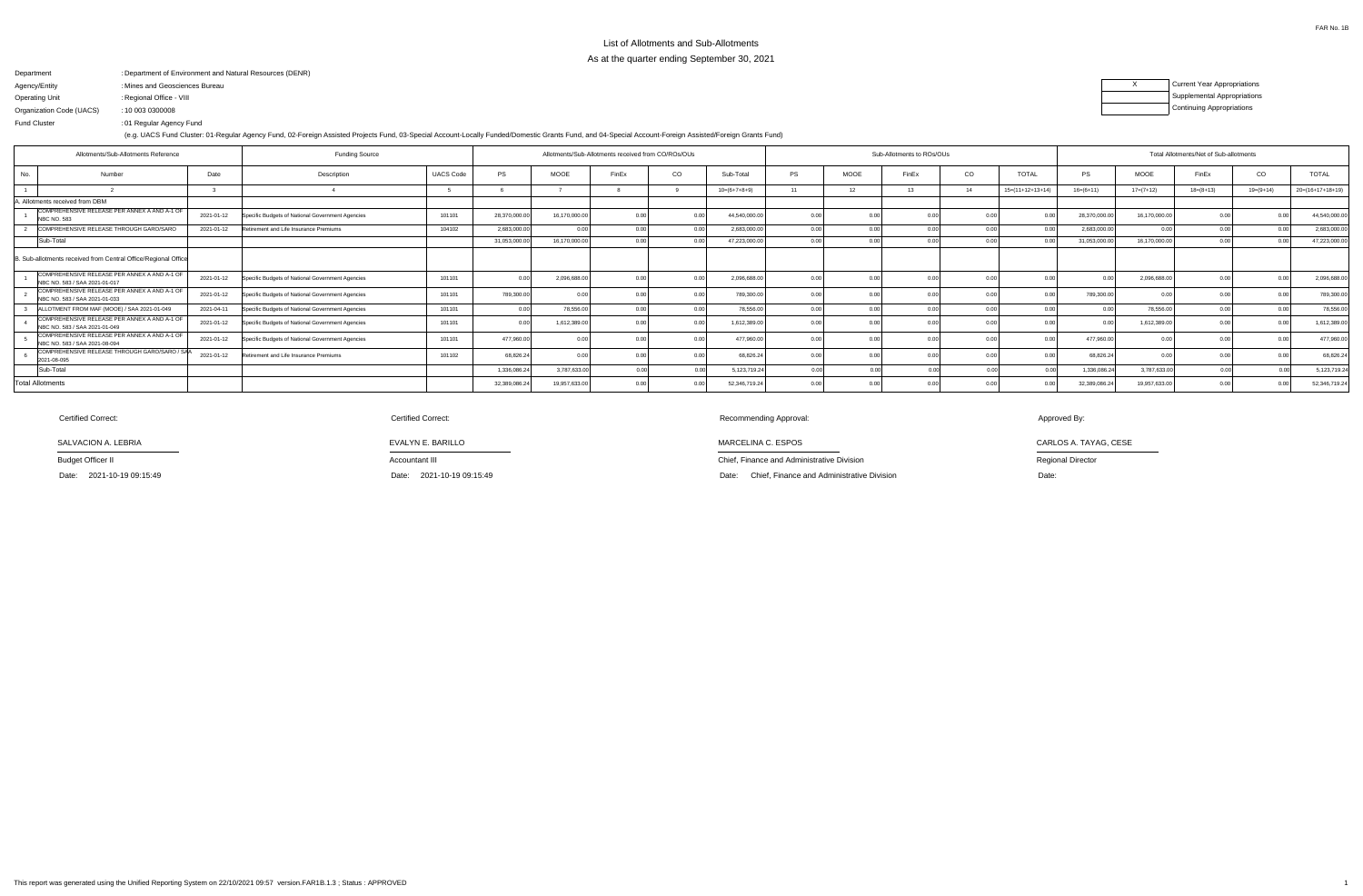FAR No. 1B

# List of Allotments and Sub-Allotments

## As at the quarter ending September 30, 2021

Department : Department of Environment and Natural Resources (DENR)
Agency/Entity : Mines and Geosciences Bureau
Operating Unit : Regional Office - VIII
Organization Code (UACS) : 10 003 0300008
Fund Cluster : 01 Regular Agency Fund

(e.g. UACS Fund Cluster: 01-Regular Agency Fund, 02-Foreign Assisted Projects Fund, 03-Special Account-Locally Funded/Domestic Grants Fund, and 04-Special Account-Foreign Assisted/Foreign Grants Fund)

| | |
|---|---|
| X | Current Year Appropriations |
| | Supplemental Appropriations |
| | Continuing Appropriations |

| Allotments/Sub-Allotments Reference | | | Funding Source | | Allotments/Sub-Allotments received from CO/ROs/OUs | | | | | Sub-Allotments to ROs/OUs | | | | | Total Allotments/Net of Sub-allotments | | | | |
|---|---|---|---|---|---|---|---|---|---|---|---|---|---|---|---|---|---|---|---|
| No. | Number | Date | Description | UACS Code | PS | MOOE | FinEx | CO | Sub-Total | PS | MOOE | FinEx | CO | TOTAL | PS | MOOE | FinEx | CO | TOTAL |
| 1 | 2 | 3 | 4 | 5 | 6 | 7 | 8 | 9 | 10=(6+7+8+9) | 11 | 12 | 13 | 14 | 15=(11+12+13+14) | 16=(6+11) | 17=(7+12) | 18=(8+13) | 19=(9+14) | 20=(16+17+18+19) |
| A. Allotments received from DBM | | | | | | | | | | | | | | | | | | | |
| 1 | COMPREHENSIVE RELEASE PER ANNEX A AND A-1 OF NBC NO. 583 | 2021-01-12 | Specific Budgets of National Government Agencies | 101101 | 28,370,000.00 | 16,170,000.00 | 0.00 | 0.00 | 44,540,000.00 | 0.00 | 0.00 | 0.00 | 0.00 | 0.00 | 28,370,000.00 | 16,170,000.00 | 0.00 | 0.00 | 44,540,000.00 |
| 2 | COMPREHENSIVE RELEASE THROUGH GARO/SARO | 2021-01-12 | Retirement and Life Insurance Premiums | 104102 | 2,683,000.00 | 0.00 | 0.00 | 0.00 | 2,683,000.00 | 0.00 | 0.00 | 0.00 | 0.00 | 0.00 | 2,683,000.00 | 0.00 | 0.00 | 0.00 | 2,683,000.00 |
| | Sub-Total | | | | 31,053,000.00 | 16,170,000.00 | 0.00 | 0.00 | 47,223,000.00 | 0.00 | 0.00 | 0.00 | 0.00 | 0.00 | 31,053,000.00 | 16,170,000.00 | 0.00 | 0.00 | 47,223,000.00 |
| B. Sub-allotments received from Central Office/Regional Office | | | | | | | | | | | | | | | | | | | |
| 1 | COMPREHENSIVE RELEASE PER ANNEX A AND A-1 OF NBC NO. 583 / SAA 2021-01-017 | 2021-01-12 | Specific Budgets of National Government Agencies | 101101 | 0.00 | 2,096,688.00 | 0.00 | 0.00 | 2,096,688.00 | 0.00 | 0.00 | 0.00 | 0.00 | 0.00 | 0.00 | 2,096,688.00 | 0.00 | 0.00 | 2,096,688.00 |
| 2 | COMPREHENSIVE RELEASE PER ANNEX A AND A-1 OF NBC NO. 583 / SAA 2021-01-033 | 2021-01-12 | Specific Budgets of National Government Agencies | 101101 | 789,300.00 | 0.00 | 0.00 | 0.00 | 789,300.00 | 0.00 | 0.00 | 0.00 | 0.00 | 0.00 | 789,300.00 | 0.00 | 0.00 | 0.00 | 789,300.00 |
| 3 | ALLOTMENT FROM MAF (MOOE) / SAA 2021-01-049 | 2021-04-11 | Specific Budgets of National Government Agencies | 101101 | 0.00 | 78,556.00 | 0.00 | 0.00 | 78,556.00 | 0.00 | 0.00 | 0.00 | 0.00 | 0.00 | 0.00 | 78,556.00 | 0.00 | 0.00 | 78,556.00 |
| 4 | COMPREHENSIVE RELEASE PER ANNEX A AND A-1 OF NBC NO. 583 / SAA 2021-01-049 | 2021-01-12 | Specific Budgets of National Government Agencies | 101101 | 0.00 | 1,612,389.00 | 0.00 | 0.00 | 1,612,389.00 | 0.00 | 0.00 | 0.00 | 0.00 | 0.00 | 0.00 | 1,612,389.00 | 0.00 | 0.00 | 1,612,389.00 |
| 5 | COMPREHENSIVE RELEASE PER ANNEX A AND A-1 OF NBC NO. 583 / SAA 2021-08-094 | 2021-01-12 | Specific Budgets of National Government Agencies | 101101 | 477,960.00 | 0.00 | 0.00 | 0.00 | 477,960.00 | 0.00 | 0.00 | 0.00 | 0.00 | 0.00 | 477,960.00 | 0.00 | 0.00 | 0.00 | 477,960.00 |
| 6 | COMPREHENSIVE RELEASE THROUGH GARO/SARO / SAA 2021-08-095 | 2021-01-12 | Retirement and Life Insurance Premiums | 101102 | 68,826.24 | 0.00 | 0.00 | 0.00 | 68,826.24 | 0.00 | 0.00 | 0.00 | 0.00 | 0.00 | 68,826.24 | 0.00 | 0.00 | 0.00 | 68,826.24 |
| | Sub-Total | | | | 1,336,086.24 | 3,787,633.00 | 0.00 | 0.00 | 5,123,719.24 | 0.00 | 0.00 | 0.00 | 0.00 | 0.00 | 1,336,086.24 | 3,787,633.00 | 0.00 | 0.00 | 5,123,719.24 |
| Total Allotments | | | | | 32,389,086.24 | 19,957,633.00 | 0.00 | 0.00 | 52,346,719.24 | 0.00 | 0.00 | 0.00 | 0.00 | 0.00 | 32,389,086.24 | 19,957,633.00 | 0.00 | 0.00 | 52,346,719.24 |

| Certified Correct: | Certified Correct: | Recommending Approval: | Approved By: |
|---|---|---|---|
| SALVACION A. LEBRIA | EVALYN E. BARILLO | MARCELINA C. ESPOS | CARLOS A. TAYAG, CESE |
| Budget Officer II | Accountant III | Chief, Finance and Administrative Division | Regional Director |
| Date: 2021-10-19 09:15:49 | Date: 2021-10-19 09:15:49 | Date: Chief, Finance and Administrative Division | Date: |

This report was generated using the Unified Reporting System on 22/10/2021 09:57 version.FAR1B.1.3 ; Status : APPROVED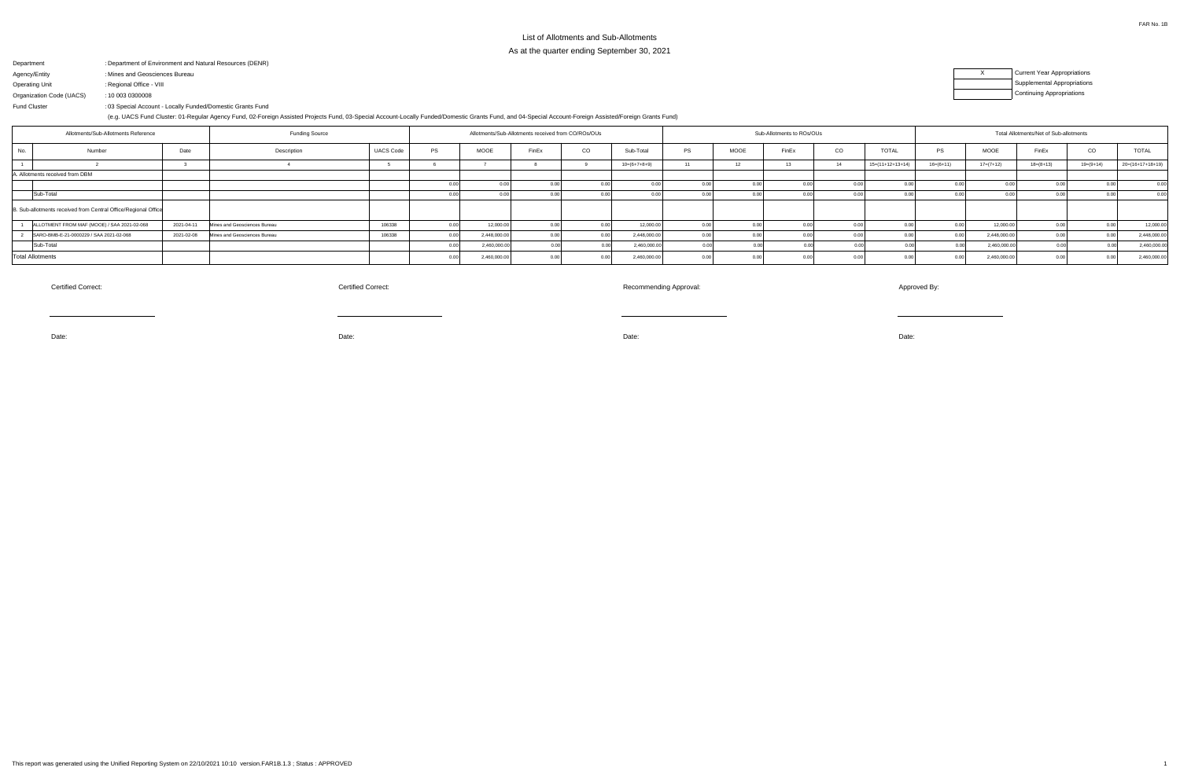FAR No. 1B

# List of Allotments and Sub-Allotments

## As at the quarter ending September 30, 2021

Department : Department of Environment and Natural Resources (DENR)

Agency/Entity : Mines and Geosciences Bureau

Operating Unit : Regional Office - VIII

Organization Code (UACS) : 10 003 0300008

Fund Cluster : 03 Special Account - Locally Funded/Domestic Grants Fund

(e.g. UACS Fund Cluster: 01-Regular Agency Fund, 02-Foreign Assisted Projects Fund, 03-Special Account-Locally Funded/Domestic Grants Fund, and 04-Special Account-Foreign Assisted/Foreign Grants Fund)

| | |
|---|---|
| X | Current Year Appropriations |
| | Supplemental Appropriations |
| | Continuing Appropriations |

| Allotments/Sub-Allotments Reference | | | Funding Source | | Allotments/Sub-Allotments received from CO/ROs/OUs | | | | | Sub-Allotments to ROs/OUs | | | | | Total Allotments/Net of Sub-allotments | | | | |
|---|---|---|---|---|---|---|---|---|---|---|---|---|---|---|---|---|---|---|---|
| No. | Number | Date | Description | UACS Code | PS | MOOE | FinEx | CO | Sub-Total | PS | MOOE | FinEx | CO | TOTAL | PS | MOOE | FinEx | CO | TOTAL |
| 1 | 2 | 3 | 4 | 5 | 6 | 7 | 8 | 9 | 10=(6+7+8+9) | 11 | 12 | 13 | 14 | 15=(11+12+13+14) | 16=(6+11) | 17=(7+12) | 18=(8+13) | 19=(9+14) | 20=(16+17+18+19) |
| A. Allotments received from DBM | | | | | | | | | | | | | | | | | | | |
| | | | | | 0.00 | 0.00 | 0.00 | 0.00 | 0.00 | 0.00 | 0.00 | 0.00 | 0.00 | 0.00 | 0.00 | 0.00 | 0.00 | 0.00 | 0.00 |
| | Sub-Total | | | | 0.00 | 0.00 | 0.00 | 0.00 | 0.00 | 0.00 | 0.00 | 0.00 | 0.00 | 0.00 | 0.00 | 0.00 | 0.00 | 0.00 | 0.00 |
| B. Sub-allotments received from Central Office/Regional Office | | | | | | | | | | | | | | | | | | | |
| 1 | ALLOTMENT FROM MAF (MOOE) / SAA 2021-02-068 | 2021-04-11 | Mines and Geosciences Bureau | 106338 | 0.00 | 12,000.00 | 0.00 | 0.00 | 12,000.00 | 0.00 | 0.00 | 0.00 | 0.00 | 0.00 | 0.00 | 12,000.00 | 0.00 | 0.00 | 12,000.00 |
| 2 | SARO-BMB-E-21-0000229 / SAA 2021-02-068 | 2021-02-08 | Mines and Geosciences Bureau | 106338 | 0.00 | 2,448,000.00 | 0.00 | 0.00 | 2,448,000.00 | 0.00 | 0.00 | 0.00 | 0.00 | 0.00 | 0.00 | 2,448,000.00 | 0.00 | 0.00 | 2,448,000.00 |
| | Sub-Total | | | | 0.00 | 2,460,000.00 | 0.00 | 0.00 | 2,460,000.00 | 0.00 | 0.00 | 0.00 | 0.00 | 0.00 | 0.00 | 2,460,000.00 | 0.00 | 0.00 | 2,460,000.00 |
| Total Allotments | | | | | 0.00 | 2,460,000.00 | 0.00 | 0.00 | 2,460,000.00 | 0.00 | 0.00 | 0.00 | 0.00 | 0.00 | 0.00 | 2,460,000.00 | 0.00 | 0.00 | 2,460,000.00 |

| Certified Correct: | Certified Correct: | Recommending Approval: | Approved By: |
|---|---|---|---|
| ____________________ | ____________________ | ____________________ | ____________________ |
| Date: | Date: | Date: | Date: |

This report was generated using the Unified Reporting System on 22/10/2021 10:10 version.FAR1B.1.3 ; Status : APPROVED